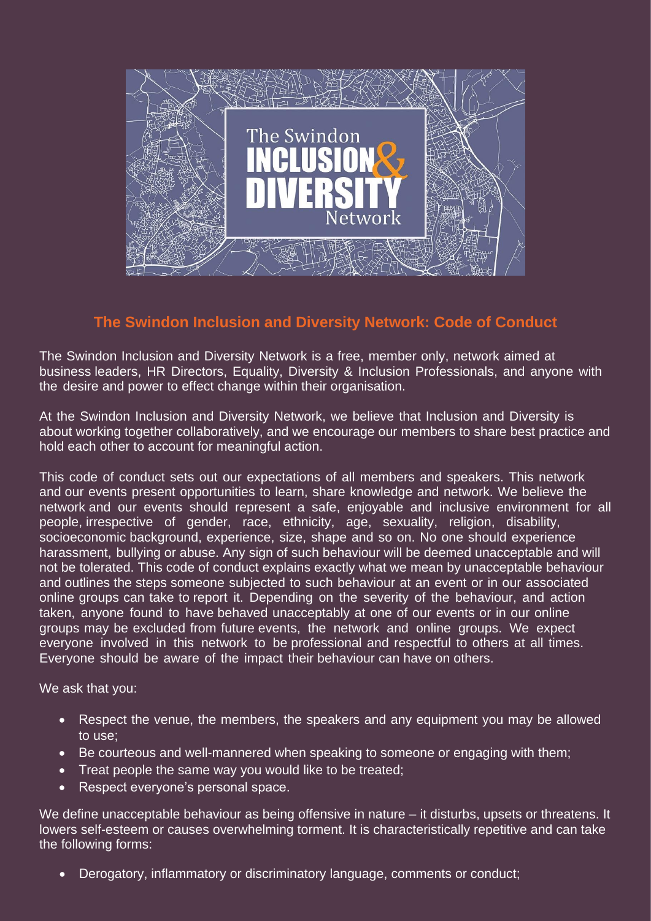The Swindon
INCLUSION&
DIVERSITY
Network

## The Swindon Inclusion and Diversity Network: Code of Conduct

The Swindon Inclusion and Diversity Network is a free, member only, network aimed at business leaders, HR Directors, Equality, Diversity & Inclusion Professionals, and anyone with the desire and power to effect change within their organisation.

At the Swindon Inclusion and Diversity Network, we believe that Inclusion and Diversity is about working together collaboratively, and we encourage our members to share best practice and hold each other to account for meaningful action.

This code of conduct sets out our expectations of all members and speakers. This network and our events present opportunities to learn, share knowledge and network. We believe the network and our events should represent a safe, enjoyable and inclusive environment for all people, irrespective of gender, race, ethnicity, age, sexuality, religion, disability, socioeconomic background, experience, size, shape and so on. No one should experience harassment, bullying or abuse. Any sign of such behaviour will be deemed unacceptable and will not be tolerated. This code of conduct explains exactly what we mean by unacceptable behaviour and outlines the steps someone subjected to such behaviour at an event or in our associated online groups can take to report it. Depending on the severity of the behaviour, and action taken, anyone found to have behaved unacceptably at one of our events or in our online groups may be excluded from future events, the network and online groups. We expect everyone involved in this network to be professional and respectful to others at all times. Everyone should be aware of the impact their behaviour can have on others.

We ask that you:

- Respect the venue, the members, the speakers and any equipment you may be allowed to use;
- Be courteous and well-mannered when speaking to someone or engaging with them;
- Treat people the same way you would like to be treated;
- Respect everyone's personal space.

We define unacceptable behaviour as being offensive in nature – it disturbs, upsets or threatens. It lowers self-esteem or causes overwhelming torment. It is characteristically repetitive and can take the following forms:

- Derogatory, inflammatory or discriminatory language, comments or conduct;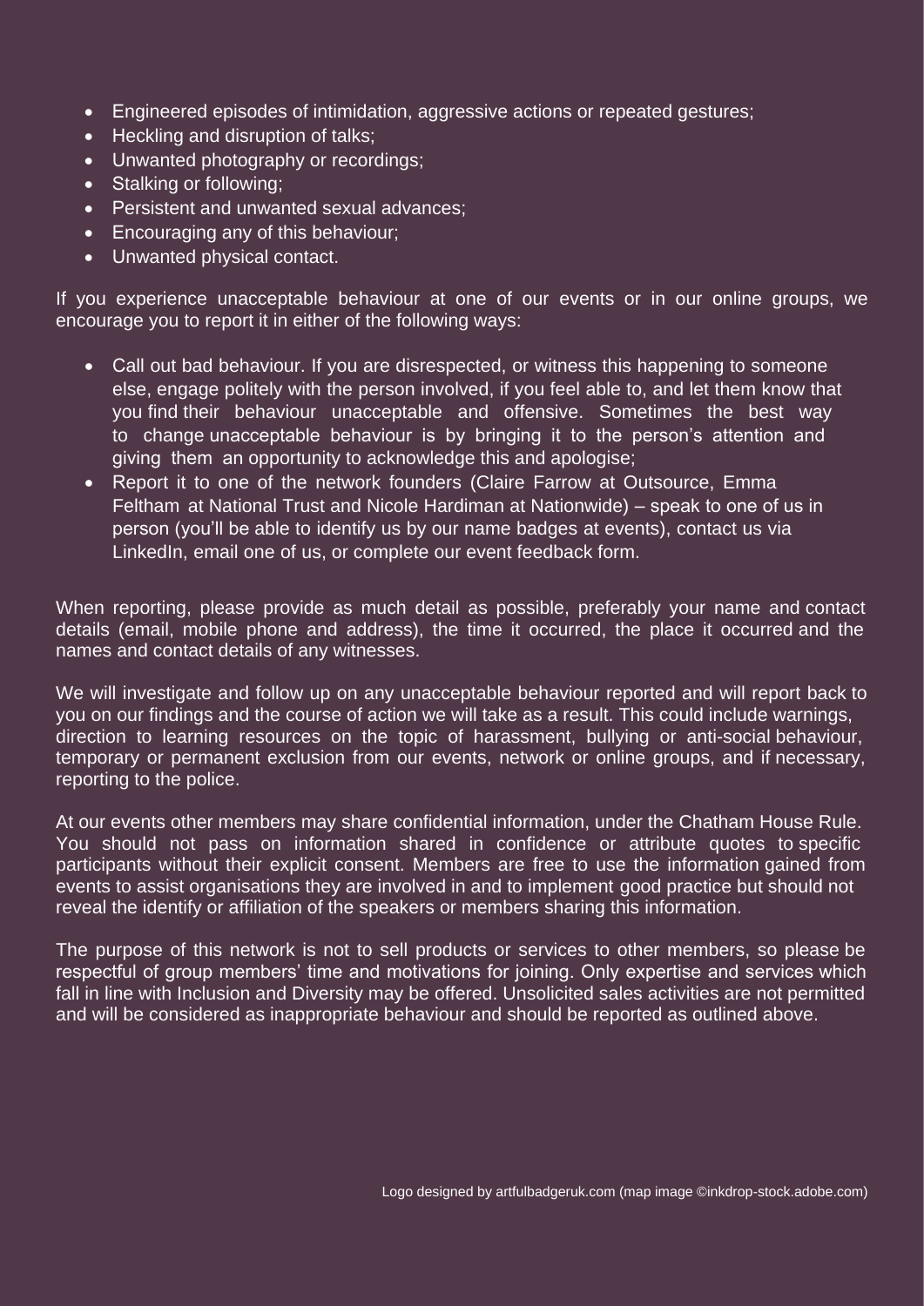- Engineered episodes of intimidation, aggressive actions or repeated gestures;
- Heckling and disruption of talks;
- Unwanted photography or recordings;
- Stalking or following;
- Persistent and unwanted sexual advances;
- Encouraging any of this behaviour;
- Unwanted physical contact.

If you experience unacceptable behaviour at one of our events or in our online groups, we encourage you to report it in either of the following ways:

- Call out bad behaviour. If you are disrespected, or witness this happening to someone else, engage politely with the person involved, if you feel able to, and let them know that you find their behaviour unacceptable and offensive. Sometimes the best way to change unacceptable behaviour is by bringing it to the person's attention and giving them an opportunity to acknowledge this and apologise;
- Report it to one of the network founders (Claire Farrow at Outsource, Emma Feltham at National Trust and Nicole Hardiman at Nationwide) – speak to one of us in person (you'll be able to identify us by our name badges at events), contact us via LinkedIn, email one of us, or complete our event feedback form.

When reporting, please provide as much detail as possible, preferably your name and contact details (email, mobile phone and address), the time it occurred, the place it occurred and the names and contact details of any witnesses.

We will investigate and follow up on any unacceptable behaviour reported and will report back to you on our findings and the course of action we will take as a result. This could include warnings, direction to learning resources on the topic of harassment, bullying or anti-social behaviour, temporary or permanent exclusion from our events, network or online groups, and if necessary, reporting to the police.

At our events other members may share confidential information, under the Chatham House Rule. You should not pass on information shared in confidence or attribute quotes to specific participants without their explicit consent. Members are free to use the information gained from events to assist organisations they are involved in and to implement good practice but should not reveal the identify or affiliation of the speakers or members sharing this information.

The purpose of this network is not to sell products or services to other members, so please be respectful of group members' time and motivations for joining. Only expertise and services which fall in line with Inclusion and Diversity may be offered. Unsolicited sales activities are not permitted and will be considered as inappropriate behaviour and should be reported as outlined above.

Logo designed by artfulbadgeruk.com (map image ©inkdrop-stock.adobe.com)